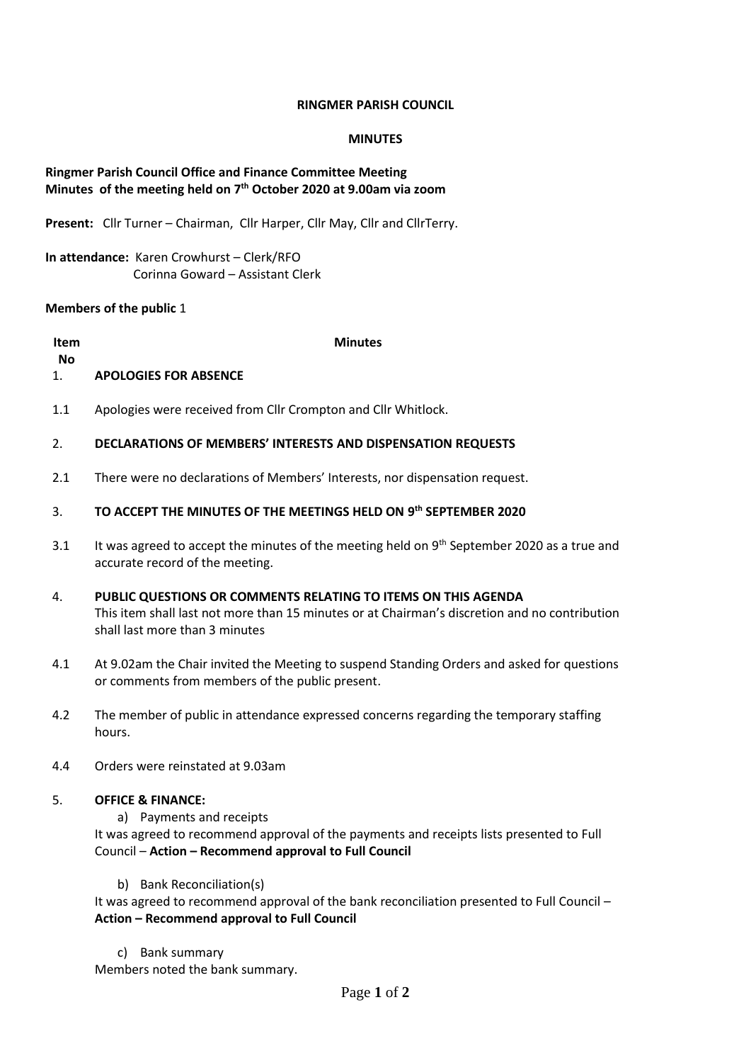**RINGMER PARISH COUNCIL**

**MINUTES**

**Ringmer Parish Council Office and Finance Committee Meeting**
**Minutes of the meeting held on 7th October 2020 at 9.00am via zoom**

**Present:** Cllr Turner – Chairman, Cllr Harper, Cllr May, Cllr and CllrTerry.

**In attendance:** Karen Crowhurst – Clerk/RFO
Corinna Goward – Assistant Clerk

**Members of the public** 1

| Item No | Minutes |
|---|---|
| 1. | **APOLOGIES FOR ABSENCE** |
| 1.1 | Apologies were received from Cllr Crompton and Cllr Whitlock. |
| 2. | **DECLARATIONS OF MEMBERS' INTERESTS AND DISPENSATION REQUESTS** |
| 2.1 | There were no declarations of Members' Interests, nor dispensation request. |
| 3. | **TO ACCEPT THE MINUTES OF THE MEETINGS HELD ON 9th SEPTEMBER 2020** |
| 3.1 | It was agreed to accept the minutes of the meeting held on 9th September 2020 as a true and accurate record of the meeting. |
| 4. | **PUBLIC QUESTIONS OR COMMENTS RELATING TO ITEMS ON THIS AGENDA**<br>This item shall last not more than 15 minutes or at Chairman's discretion and no contribution shall last more than 3 minutes |
| 4.1 | At 9.02am the Chair invited the Meeting to suspend Standing Orders and asked for questions or comments from members of the public present. |
| 4.2 | The member of public in attendance expressed concerns regarding the temporary staffing hours. |
| 4.4 | Orders were reinstated at 9.03am |
| 5. | **OFFICE & FINANCE:**<br>a) Payments and receipts<br>It was agreed to recommend approval of the payments and receipts lists presented to Full Council – **Action – Recommend approval to Full Council**<br>b) Bank Reconciliation(s)<br>It was agreed to recommend approval of the bank reconciliation presented to Full Council – **Action – Recommend approval to Full Council**<br>c) Bank summary<br>Members noted the bank summary. |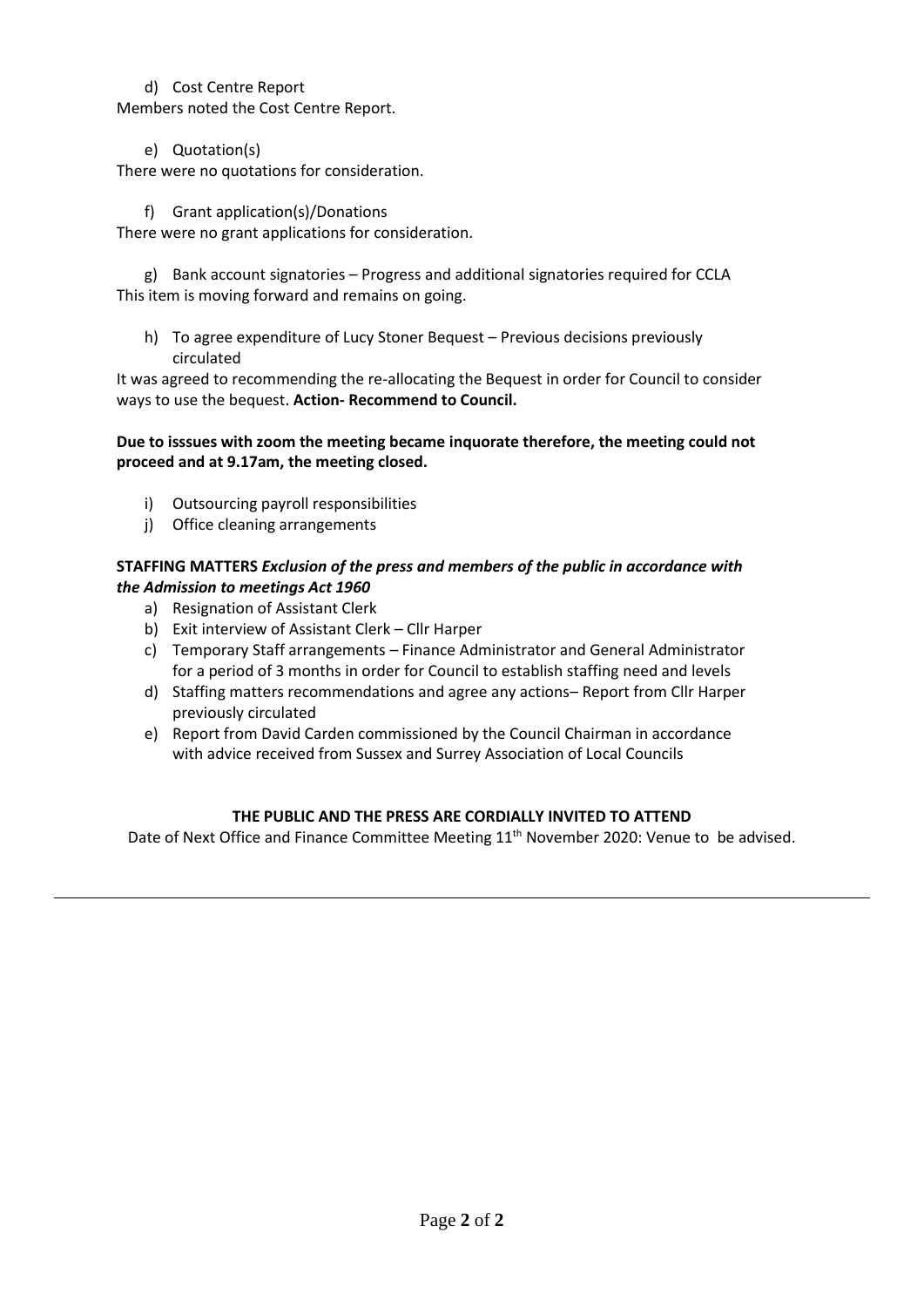d) Cost Centre Report

Members noted the Cost Centre Report.

e) Quotation(s)

There were no quotations for consideration.

f) Grant application(s)/Donations

There were no grant applications for consideration.

g) Bank account signatories – Progress and additional signatories required for CCLA

This item is moving forward and remains on going.

h) To agree expenditure of Lucy Stoner Bequest – Previous decisions previously circulated

It was agreed to recommending the re-allocating the Bequest in order for Council to consider ways to use the bequest. **Action- Recommend to Council.**

**Due to isssues with zoom the meeting became inquorate therefore, the meeting could not proceed and at 9.17am, the meeting closed.**

i) Outsourcing payroll responsibilities
j) Office cleaning arrangements

**STAFFING MATTERS** ***Exclusion of the press and members of the public in accordance with the Admission to meetings Act 1960***

a) Resignation of Assistant Clerk
b) Exit interview of Assistant Clerk – Cllr Harper
c) Temporary Staff arrangements – Finance Administrator and General Administrator for a period of 3 months in order for Council to establish staffing need and levels
d) Staffing matters recommendations and agree any actions– Report from Cllr Harper previously circulated
e) Report from David Carden commissioned by the Council Chairman in accordance with advice received from Sussex and Surrey Association of Local Councils

**THE PUBLIC AND THE PRESS ARE CORDIALLY INVITED TO ATTEND**

Date of Next Office and Finance Committee Meeting 11th November 2020: Venue to be advised.